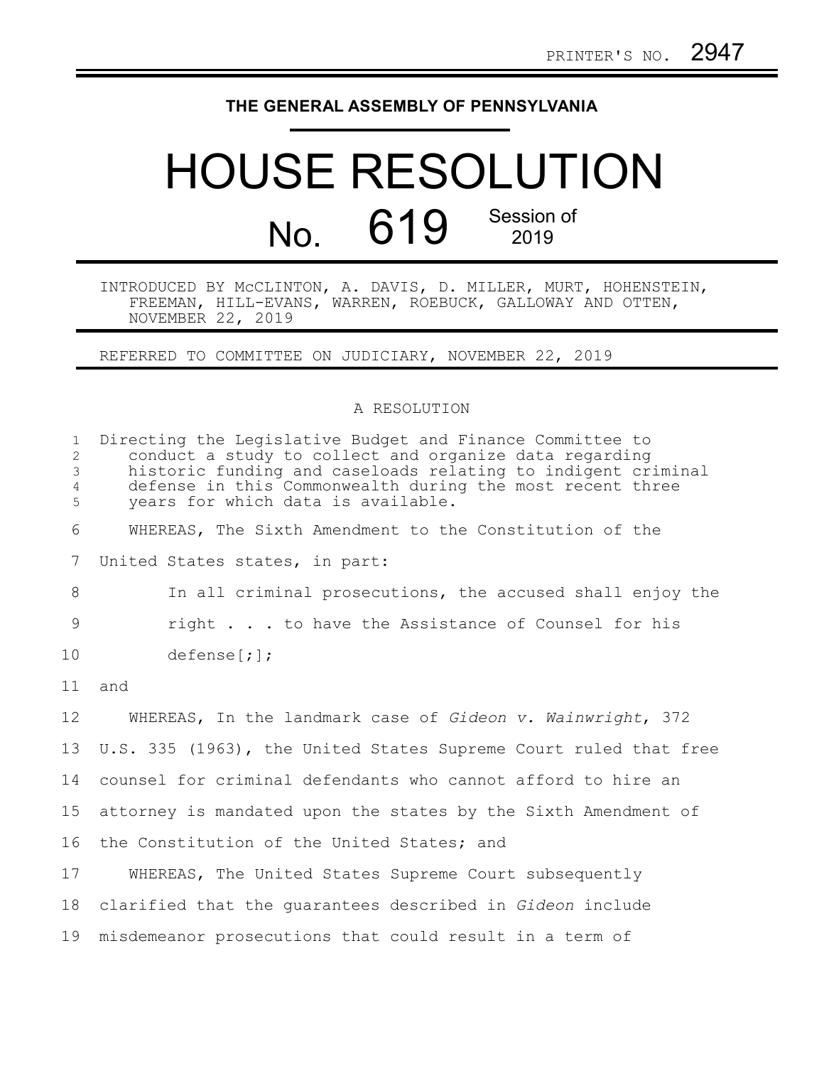PRINTER'S NO. 2947

**THE GENERAL ASSEMBLY OF PENNSYLVANIA**

# HOUSE RESOLUTION

## No. 619 Session of 2019

INTRODUCED BY McCLINTON, A. DAVIS, D. MILLER, MURT, HOHENSTEIN, FREEMAN, HILL-EVANS, WARREN, ROEBUCK, GALLOWAY AND OTTEN, NOVEMBER 22, 2019

REFERRED TO COMMITTEE ON JUDICIARY, NOVEMBER 22, 2019

A RESOLUTION

Directing the Legislative Budget and Finance Committee to conduct a study to collect and organize data regarding historic funding and caseloads relating to indigent criminal defense in this Commonwealth during the most recent three years for which data is available.

WHEREAS, The Sixth Amendment to the Constitution of the United States states, in part:

> In all criminal prosecutions, the accused shall enjoy the right . . . to have the Assistance of Counsel for his defense[;];

and

WHEREAS, In the landmark case of *Gideon v. Wainwright*, 372 U.S. 335 (1963), the United States Supreme Court ruled that free counsel for criminal defendants who cannot afford to hire an attorney is mandated upon the states by the Sixth Amendment of the Constitution of the United States; and

WHEREAS, The United States Supreme Court subsequently clarified that the guarantees described in *Gideon* include misdemeanor prosecutions that could result in a term of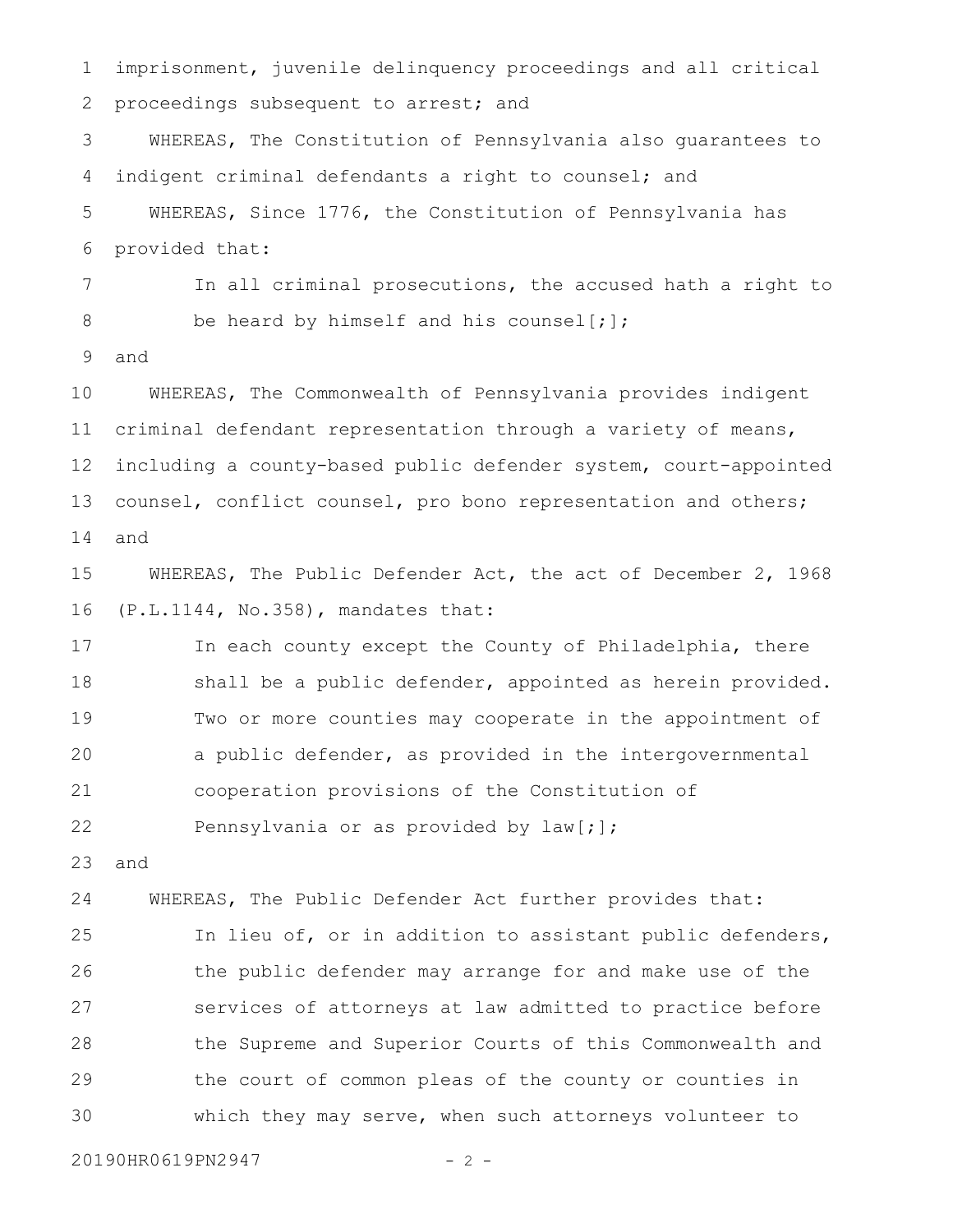imprisonment, juvenile delinquency proceedings and all critical proceedings subsequent to arrest; and

WHEREAS, The Constitution of Pennsylvania also guarantees to indigent criminal defendants a right to counsel; and

WHEREAS, Since 1776, the Constitution of Pennsylvania has provided that:

> In all criminal prosecutions, the accused hath a right to be heard by himself and his counsel[;];

and

WHEREAS, The Commonwealth of Pennsylvania provides indigent criminal defendant representation through a variety of means, including a county-based public defender system, court-appointed counsel, conflict counsel, pro bono representation and others; and

WHEREAS, The Public Defender Act, the act of December 2, 1968 (P.L.1144, No.358), mandates that:

> In each county except the County of Philadelphia, there shall be a public defender, appointed as herein provided. Two or more counties may cooperate in the appointment of a public defender, as provided in the intergovernmental cooperation provisions of the Constitution of Pennsylvania or as provided by law[;];

and

WHEREAS, The Public Defender Act further provides that:

> In lieu of, or in addition to assistant public defenders, the public defender may arrange for and make use of the services of attorneys at law admitted to practice before the Supreme and Superior Courts of this Commonwealth and the court of common pleas of the county or counties in which they may serve, when such attorneys volunteer to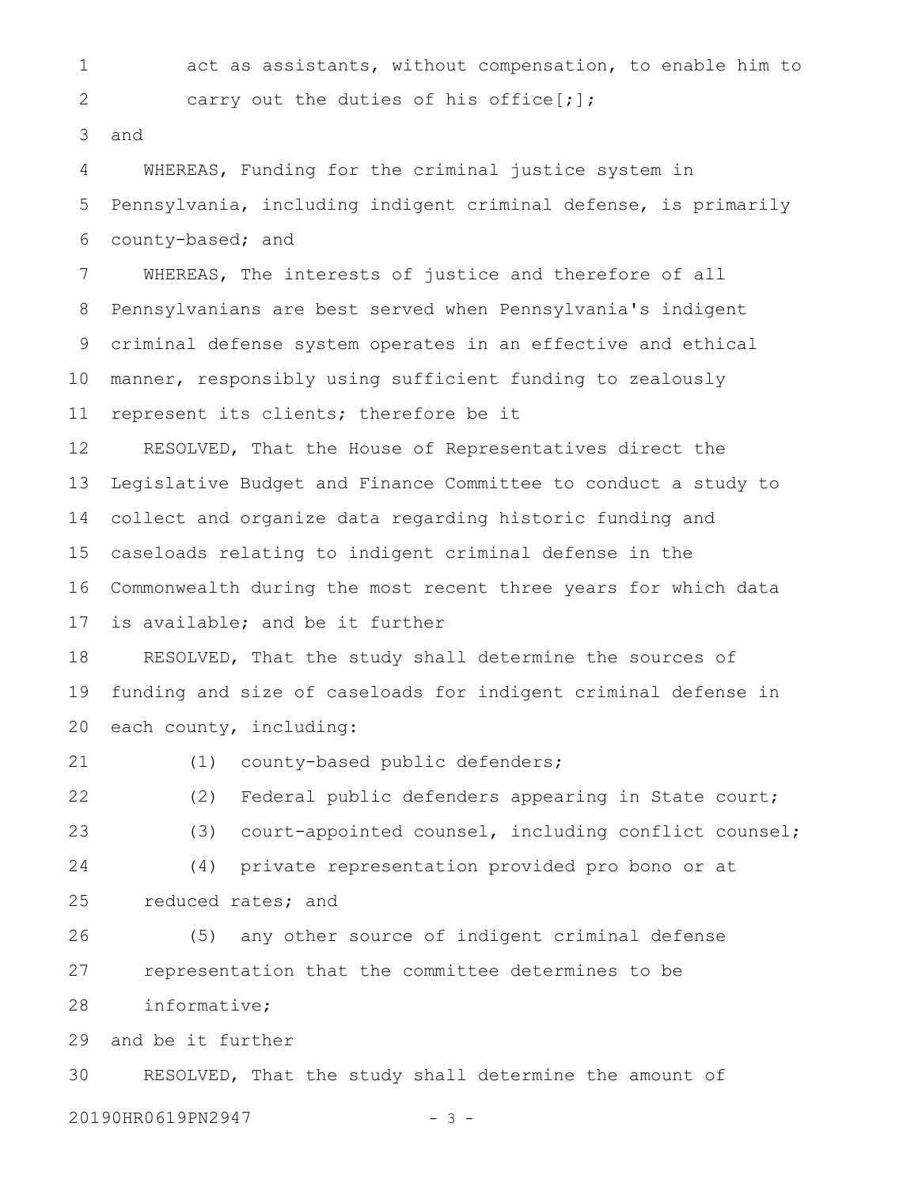act as assistants, without compensation, to enable him to carry out the duties of his office[;];

and

WHEREAS, Funding for the criminal justice system in Pennsylvania, including indigent criminal defense, is primarily county-based; and

WHEREAS, The interests of justice and therefore of all Pennsylvanians are best served when Pennsylvania's indigent criminal defense system operates in an effective and ethical manner, responsibly using sufficient funding to zealously represent its clients; therefore be it

RESOLVED, That the House of Representatives direct the Legislative Budget and Finance Committee to conduct a study to collect and organize data regarding historic funding and caseloads relating to indigent criminal defense in the Commonwealth during the most recent three years for which data is available; and be it further

RESOLVED, That the study shall determine the sources of funding and size of caseloads for indigent criminal defense in each county, including:

(1) county-based public defenders;

(2) Federal public defenders appearing in State court;

(3) court-appointed counsel, including conflict counsel;

(4) private representation provided pro bono or at reduced rates; and

(5) any other source of indigent criminal defense representation that the committee determines to be informative;

and be it further

RESOLVED, That the study shall determine the amount of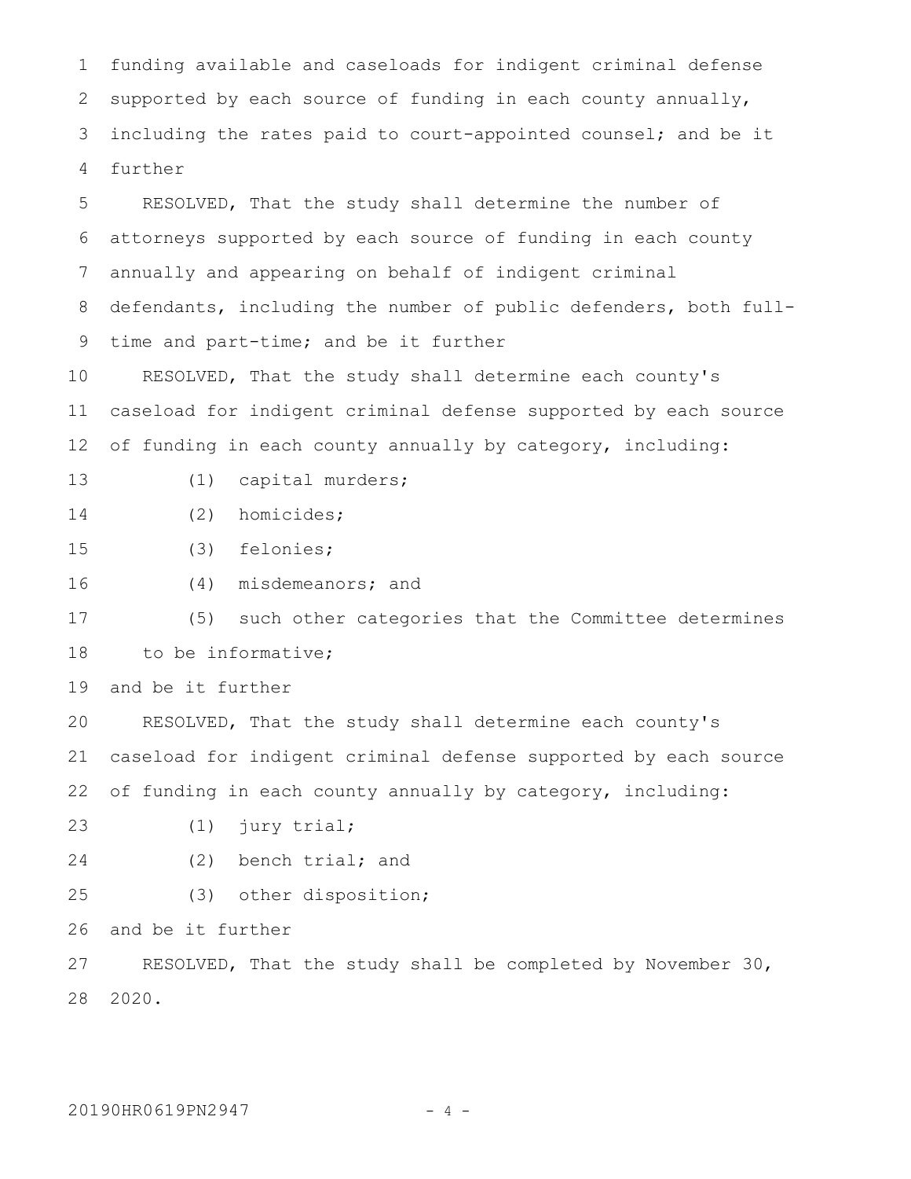funding available and caseloads for indigent criminal defense supported by each source of funding in each county annually, including the rates paid to court-appointed counsel; and be it further

RESOLVED, That the study shall determine the number of attorneys supported by each source of funding in each county annually and appearing on behalf of indigent criminal defendants, including the number of public defenders, both full-time and part-time; and be it further

RESOLVED, That the study shall determine each county's caseload for indigent criminal defense supported by each source of funding in each county annually by category, including:

(1) capital murders;

(2) homicides;

(3) felonies;

(4) misdemeanors; and

(5) such other categories that the Committee determines to be informative;

and be it further

RESOLVED, That the study shall determine each county's caseload for indigent criminal defense supported by each source of funding in each county annually by category, including:

(1) jury trial;

(2) bench trial; and

(3) other disposition;

and be it further

RESOLVED, That the study shall be completed by November 30, 2020.